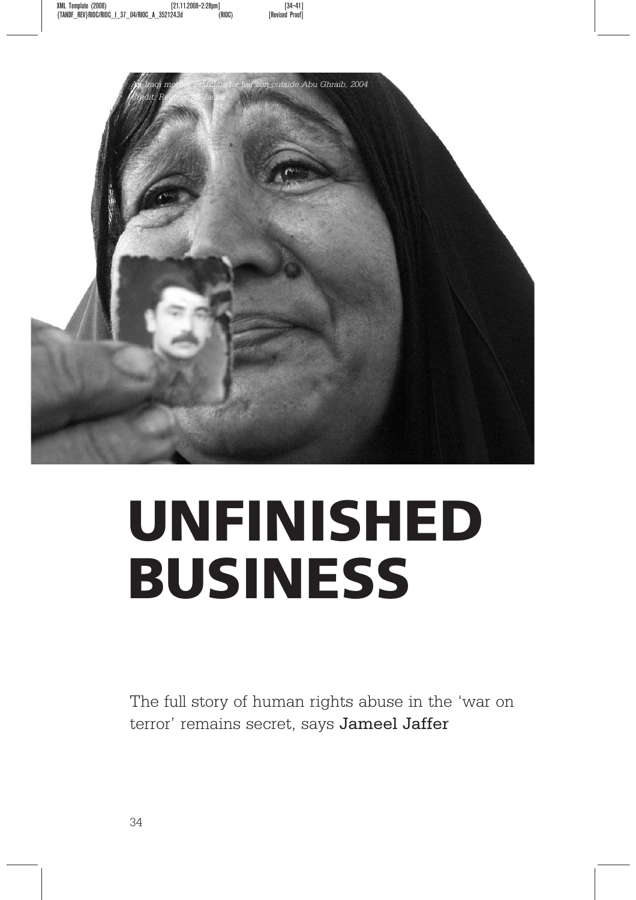An Iraqi mother searches for her son outside Abu Ghraib, 2004
Credit: Reuters/Ali Jasim

# UNFINISHED BUSINESS

The full story of human rights abuse in the 'war on terror' remains secret, says **Jameel Jaffer**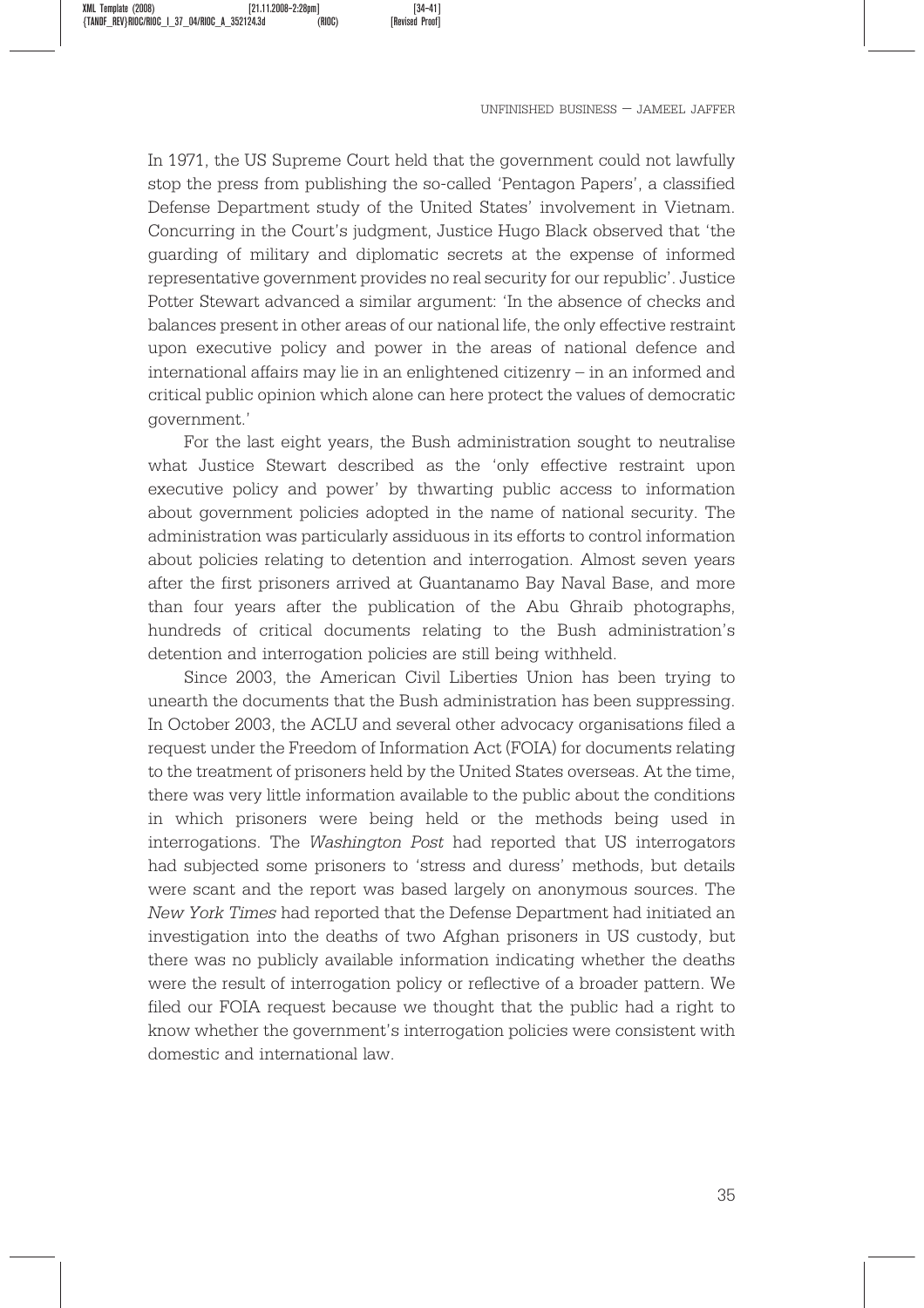In 1971, the US Supreme Court held that the government could not lawfully stop the press from publishing the so-called 'Pentagon Papers', a classified Defense Department study of the United States' involvement in Vietnam. Concurring in the Court's judgment, Justice Hugo Black observed that 'the guarding of military and diplomatic secrets at the expense of informed representative government provides no real security for our republic'. Justice Potter Stewart advanced a similar argument: 'In the absence of checks and balances present in other areas of our national life, the only effective restraint upon executive policy and power in the areas of national defence and international affairs may lie in an enlightened citizenry – in an informed and critical public opinion which alone can here protect the values of democratic government.'

For the last eight years, the Bush administration sought to neutralise what Justice Stewart described as the 'only effective restraint upon executive policy and power' by thwarting public access to information about government policies adopted in the name of national security. The administration was particularly assiduous in its efforts to control information about policies relating to detention and interrogation. Almost seven years after the first prisoners arrived at Guantanamo Bay Naval Base, and more than four years after the publication of the Abu Ghraib photographs, hundreds of critical documents relating to the Bush administration's detention and interrogation policies are still being withheld.

Since 2003, the American Civil Liberties Union has been trying to unearth the documents that the Bush administration has been suppressing. In October 2003, the ACLU and several other advocacy organisations filed a request under the Freedom of Information Act (FOIA) for documents relating to the treatment of prisoners held by the United States overseas. At the time, there was very little information available to the public about the conditions in which prisoners were being held or the methods being used in interrogations. The *Washington Post* had reported that US interrogators had subjected some prisoners to 'stress and duress' methods, but details were scant and the report was based largely on anonymous sources. The *New York Times* had reported that the Defense Department had initiated an investigation into the deaths of two Afghan prisoners in US custody, but there was no publicly available information indicating whether the deaths were the result of interrogation policy or reflective of a broader pattern. We filed our FOIA request because we thought that the public had a right to know whether the government's interrogation policies were consistent with domestic and international law.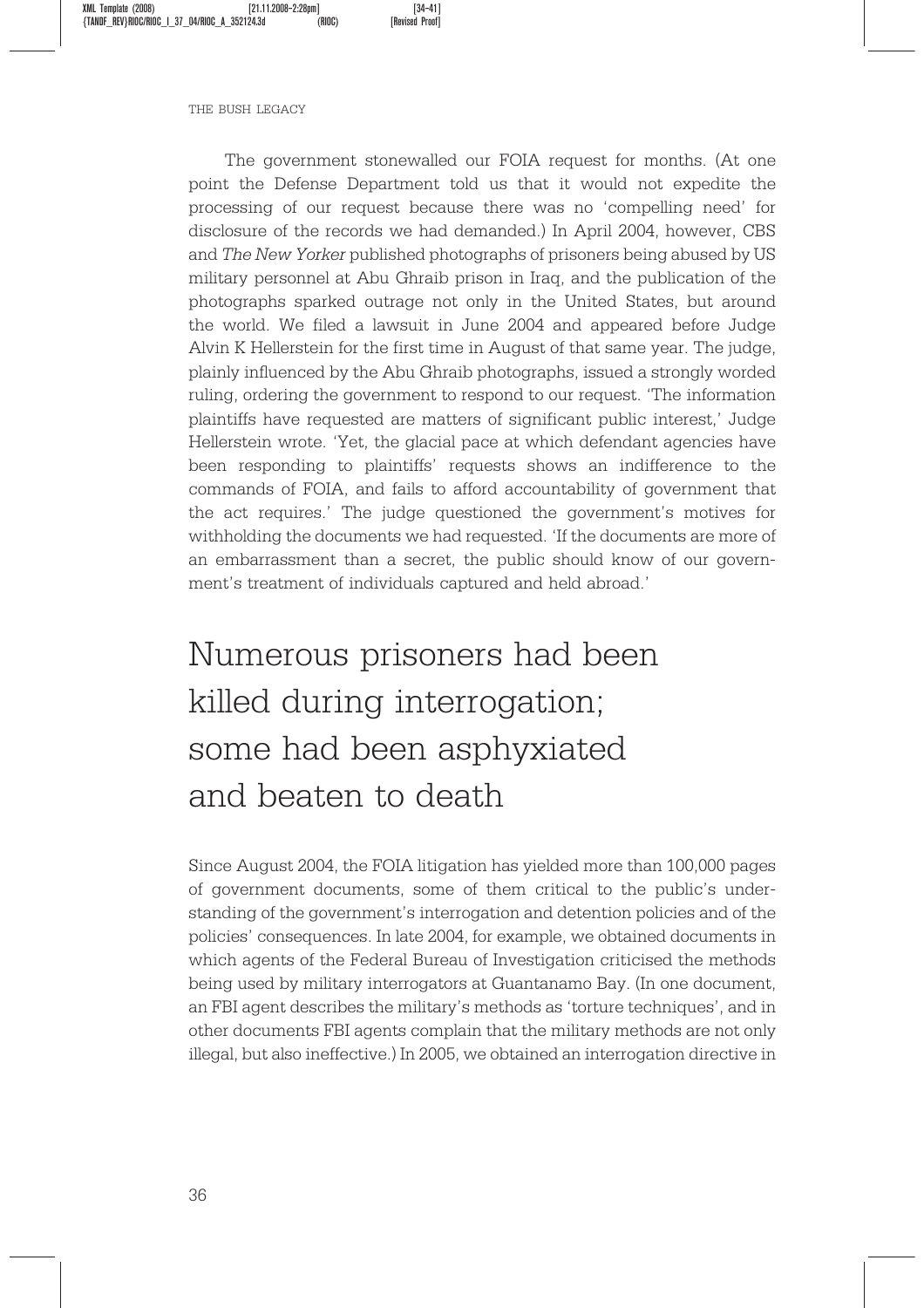The government stonewalled our FOIA request for months. (At one point the Defense Department told us that it would not expedite the processing of our request because there was no 'compelling need' for disclosure of the records we had demanded.) In April 2004, however, CBS and *The New Yorker* published photographs of prisoners being abused by US military personnel at Abu Ghraib prison in Iraq, and the publication of the photographs sparked outrage not only in the United States, but around the world. We filed a lawsuit in June 2004 and appeared before Judge Alvin K Hellerstein for the first time in August of that same year. The judge, plainly influenced by the Abu Ghraib photographs, issued a strongly worded ruling, ordering the government to respond to our request. 'The information plaintiffs have requested are matters of significant public interest,' Judge Hellerstein wrote. 'Yet, the glacial pace at which defendant agencies have been responding to plaintiffs' requests shows an indifference to the commands of FOIA, and fails to afford accountability of government that the act requires.' The judge questioned the government's motives for withholding the documents we had requested. 'If the documents are more of an embarrassment than a secret, the public should know of our government's treatment of individuals captured and held abroad.'

> Numerous prisoners had been killed during interrogation; some had been asphyxiated and beaten to death

Since August 2004, the FOIA litigation has yielded more than 100,000 pages of government documents, some of them critical to the public's understanding of the government's interrogation and detention policies and of the policies' consequences. In late 2004, for example, we obtained documents in which agents of the Federal Bureau of Investigation criticised the methods being used by military interrogators at Guantanamo Bay. (In one document, an FBI agent describes the military's methods as 'torture techniques', and in other documents FBI agents complain that the military methods are not only illegal, but also ineffective.) In 2005, we obtained an interrogation directive in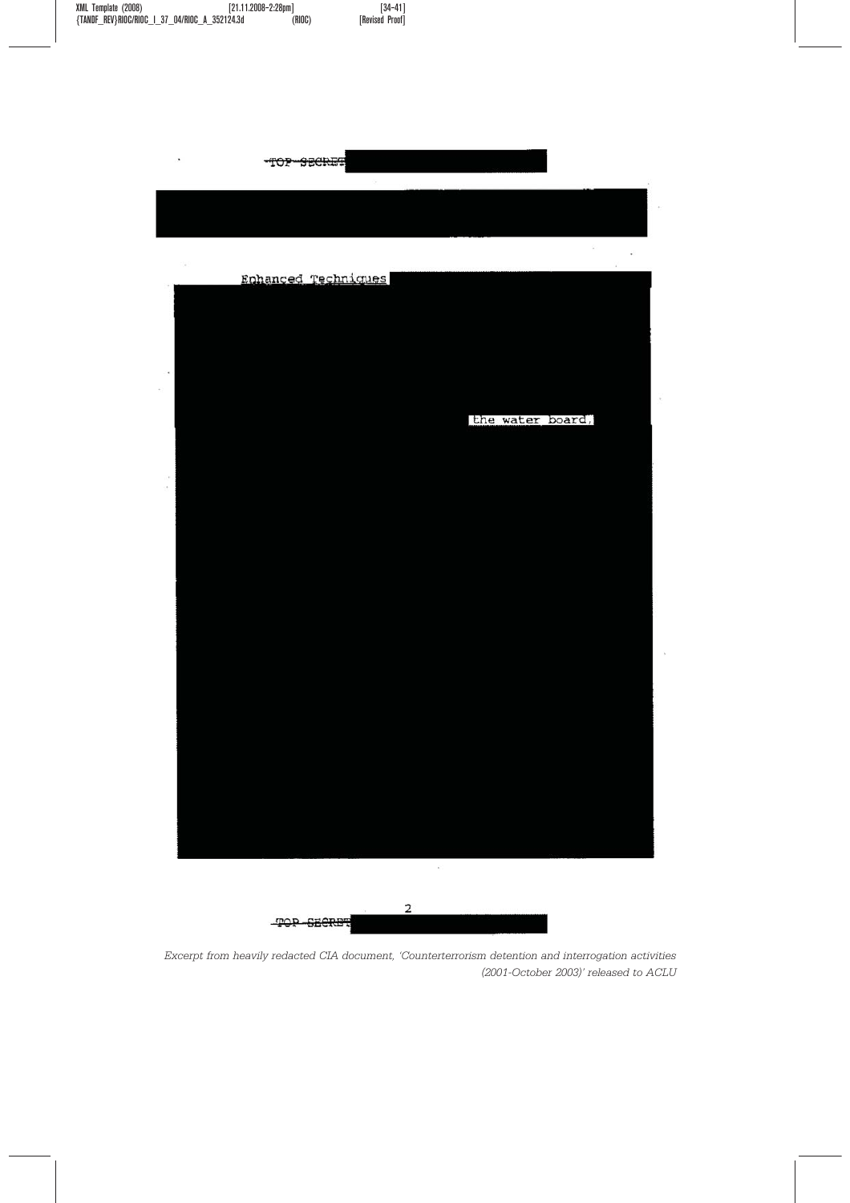~~TOP SECRET~~

Enhanced Techniques

the water board,

~~TOP SECRET~~

*Excerpt from heavily redacted CIA document, 'Counterterrorism detention and interrogation activities (2001-October 2003)' released to ACLU*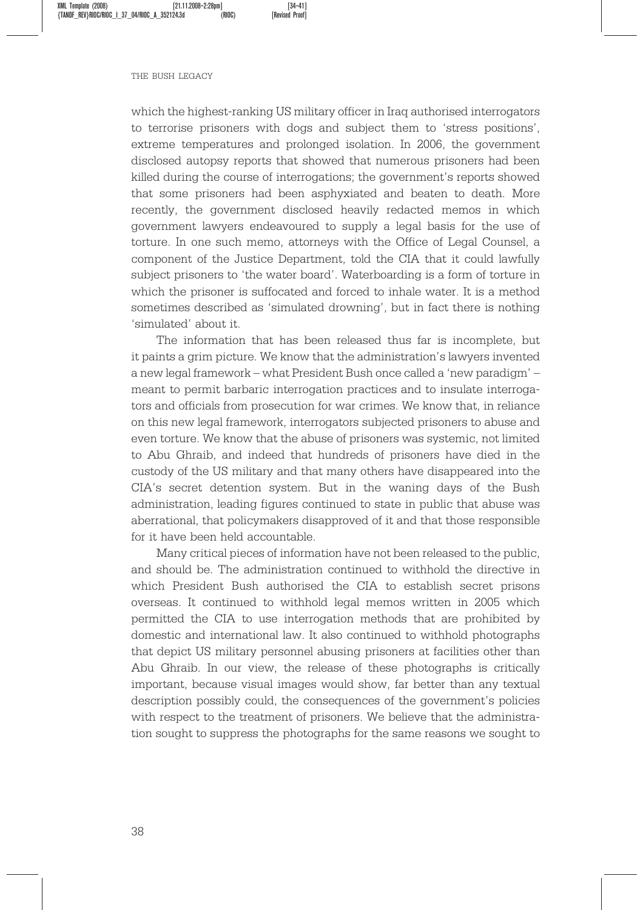which the highest-ranking US military officer in Iraq authorised interrogators to terrorise prisoners with dogs and subject them to 'stress positions', extreme temperatures and prolonged isolation. In 2006, the government disclosed autopsy reports that showed that numerous prisoners had been killed during the course of interrogations; the government's reports showed that some prisoners had been asphyxiated and beaten to death. More recently, the government disclosed heavily redacted memos in which government lawyers endeavoured to supply a legal basis for the use of torture. In one such memo, attorneys with the Office of Legal Counsel, a component of the Justice Department, told the CIA that it could lawfully subject prisoners to 'the water board'. Waterboarding is a form of torture in which the prisoner is suffocated and forced to inhale water. It is a method sometimes described as 'simulated drowning', but in fact there is nothing 'simulated' about it.

The information that has been released thus far is incomplete, but it paints a grim picture. We know that the administration's lawyers invented a new legal framework – what President Bush once called a 'new paradigm' – meant to permit barbaric interrogation practices and to insulate interrogators and officials from prosecution for war crimes. We know that, in reliance on this new legal framework, interrogators subjected prisoners to abuse and even torture. We know that the abuse of prisoners was systemic, not limited to Abu Ghraib, and indeed that hundreds of prisoners have died in the custody of the US military and that many others have disappeared into the CIA's secret detention system. But in the waning days of the Bush administration, leading figures continued to state in public that abuse was aberrational, that policymakers disapproved of it and that those responsible for it have been held accountable.

Many critical pieces of information have not been released to the public, and should be. The administration continued to withhold the directive in which President Bush authorised the CIA to establish secret prisons overseas. It continued to withhold legal memos written in 2005 which permitted the CIA to use interrogation methods that are prohibited by domestic and international law. It also continued to withhold photographs that depict US military personnel abusing prisoners at facilities other than Abu Ghraib. In our view, the release of these photographs is critically important, because visual images would show, far better than any textual description possibly could, the consequences of the government's policies with respect to the treatment of prisoners. We believe that the administration sought to suppress the photographs for the same reasons we sought to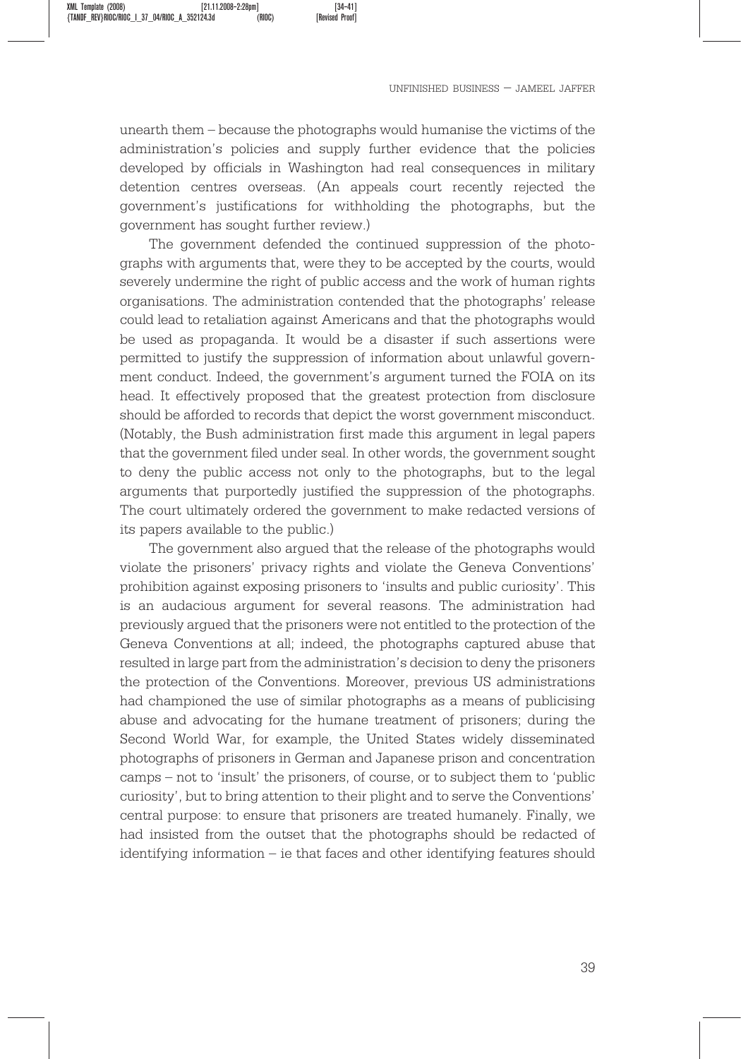unearth them – because the photographs would humanise the victims of the administration's policies and supply further evidence that the policies developed by officials in Washington had real consequences in military detention centres overseas. (An appeals court recently rejected the government's justifications for withholding the photographs, but the government has sought further review.)

The government defended the continued suppression of the photographs with arguments that, were they to be accepted by the courts, would severely undermine the right of public access and the work of human rights organisations. The administration contended that the photographs' release could lead to retaliation against Americans and that the photographs would be used as propaganda. It would be a disaster if such assertions were permitted to justify the suppression of information about unlawful government conduct. Indeed, the government's argument turned the FOIA on its head. It effectively proposed that the greatest protection from disclosure should be afforded to records that depict the worst government misconduct. (Notably, the Bush administration first made this argument in legal papers that the government filed under seal. In other words, the government sought to deny the public access not only to the photographs, but to the legal arguments that purportedly justified the suppression of the photographs. The court ultimately ordered the government to make redacted versions of its papers available to the public.)

The government also argued that the release of the photographs would violate the prisoners' privacy rights and violate the Geneva Conventions' prohibition against exposing prisoners to 'insults and public curiosity'. This is an audacious argument for several reasons. The administration had previously argued that the prisoners were not entitled to the protection of the Geneva Conventions at all; indeed, the photographs captured abuse that resulted in large part from the administration's decision to deny the prisoners the protection of the Conventions. Moreover, previous US administrations had championed the use of similar photographs as a means of publicising abuse and advocating for the humane treatment of prisoners; during the Second World War, for example, the United States widely disseminated photographs of prisoners in German and Japanese prison and concentration camps – not to 'insult' the prisoners, of course, or to subject them to 'public curiosity', but to bring attention to their plight and to serve the Conventions' central purpose: to ensure that prisoners are treated humanely. Finally, we had insisted from the outset that the photographs should be redacted of identifying information – ie that faces and other identifying features should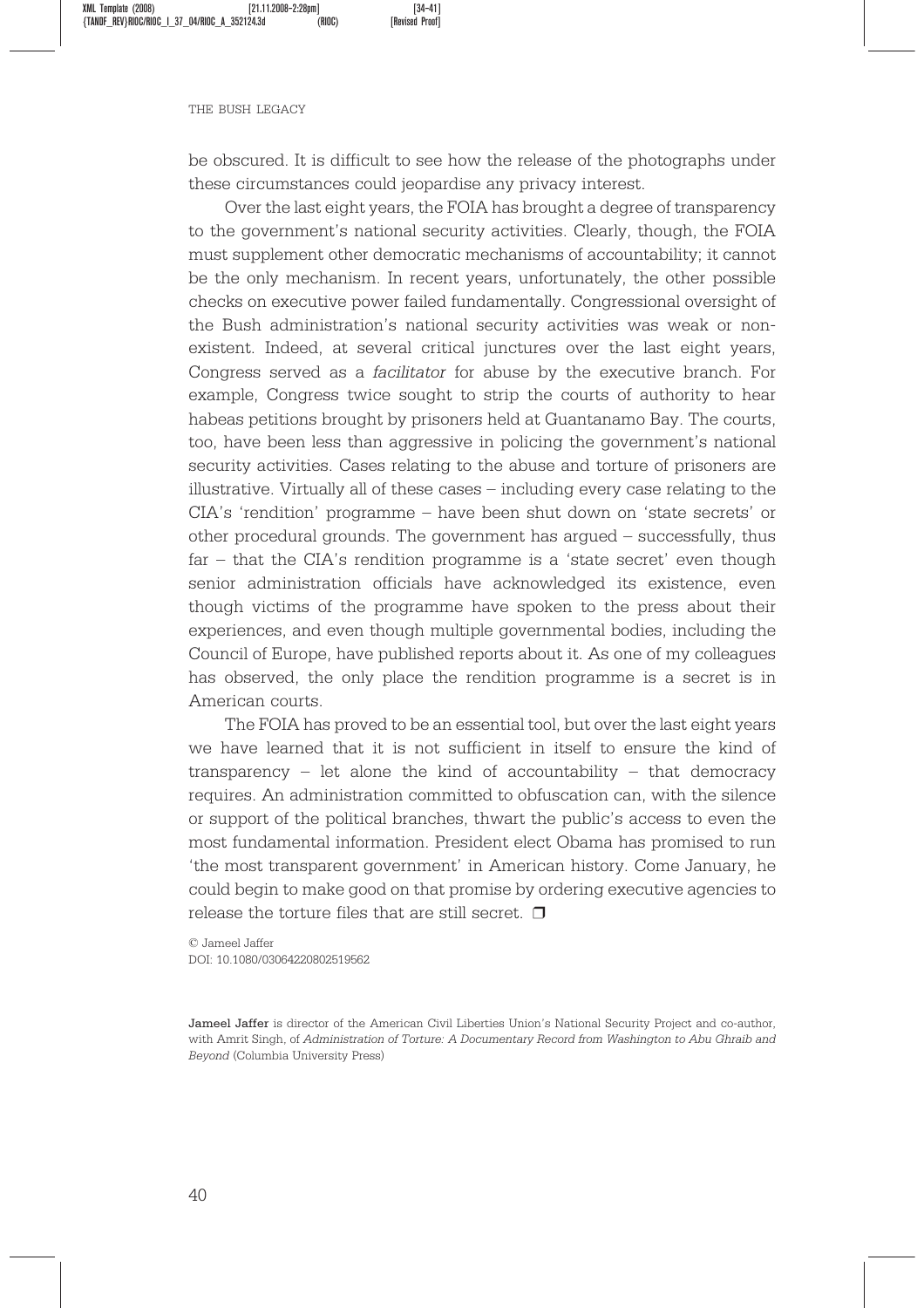be obscured. It is difficult to see how the release of the photographs under these circumstances could jeopardise any privacy interest.

Over the last eight years, the FOIA has brought a degree of transparency to the government's national security activities. Clearly, though, the FOIA must supplement other democratic mechanisms of accountability; it cannot be the only mechanism. In recent years, unfortunately, the other possible checks on executive power failed fundamentally. Congressional oversight of the Bush administration's national security activities was weak or non-existent. Indeed, at several critical junctures over the last eight years, Congress served as a *facilitator* for abuse by the executive branch. For example, Congress twice sought to strip the courts of authority to hear habeas petitions brought by prisoners held at Guantanamo Bay. The courts, too, have been less than aggressive in policing the government's national security activities. Cases relating to the abuse and torture of prisoners are illustrative. Virtually all of these cases – including every case relating to the CIA's 'rendition' programme – have been shut down on 'state secrets' or other procedural grounds. The government has argued – successfully, thus far – that the CIA's rendition programme is a 'state secret' even though senior administration officials have acknowledged its existence, even though victims of the programme have spoken to the press about their experiences, and even though multiple governmental bodies, including the Council of Europe, have published reports about it. As one of my colleagues has observed, the only place the rendition programme is a secret is in American courts.

The FOIA has proved to be an essential tool, but over the last eight years we have learned that it is not sufficient in itself to ensure the kind of transparency – let alone the kind of accountability – that democracy requires. An administration committed to obfuscation can, with the silence or support of the political branches, thwart the public's access to even the most fundamental information. President elect Obama has promised to run 'the most transparent government' in American history. Come January, he could begin to make good on that promise by ordering executive agencies to release the torture files that are still secret. ❒

© Jameel Jaffer
DOI: 10.1080/03064220802519562

**Jameel Jaffer** is director of the American Civil Liberties Union's National Security Project and co-author, with Amrit Singh, of *Administration of Torture: A Documentary Record from Washington to Abu Ghraib and Beyond* (Columbia University Press)